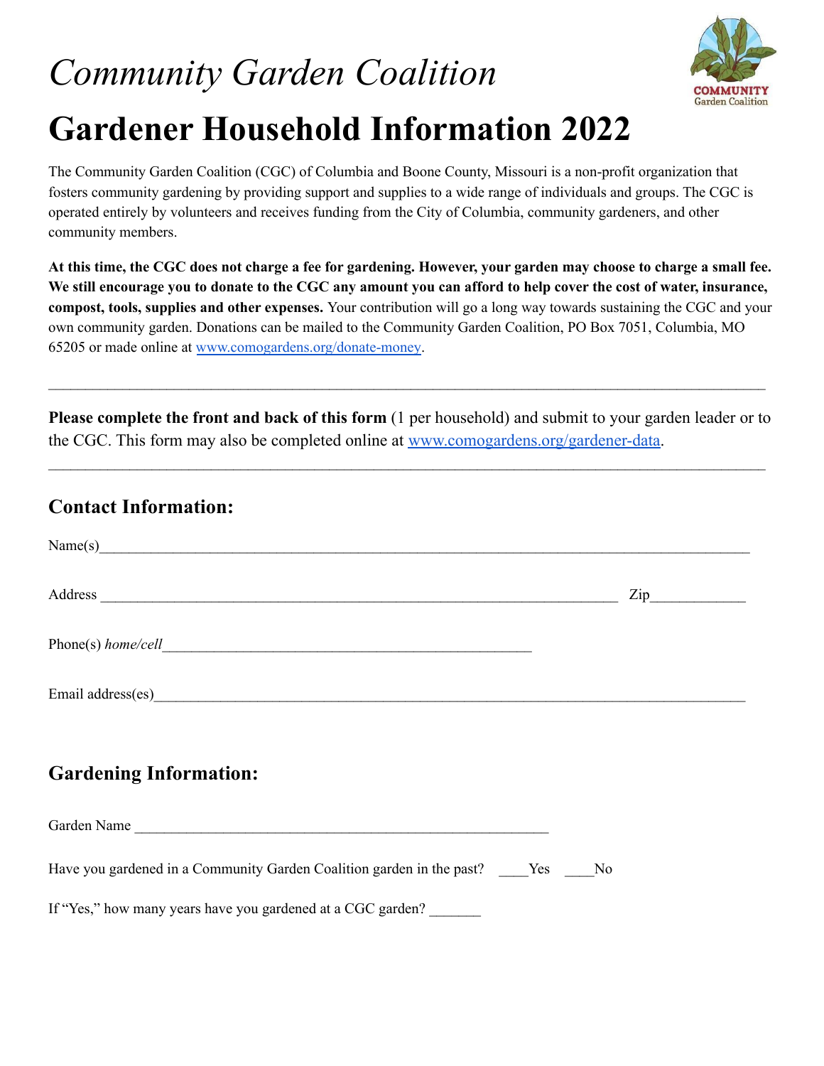*Community Garden Coalition*

# Gardener Household Information 2022

The Community Garden Coalition (CGC) of Columbia and Boone County, Missouri is a non-profit organization that fosters community gardening by providing support and supplies to a wide range of individuals and groups. The CGC is operated entirely by volunteers and receives funding from the City of Columbia, community gardeners, and other community members.

**At this time, the CGC does not charge a fee for gardening. However, your garden may choose to charge a small fee. We still encourage you to donate to the CGC any amount you can afford to help cover the cost of water, insurance, compost, tools, supplies and other expenses.** Your contribution will go a long way towards sustaining the CGC and your own community garden. Donations can be mailed to the Community Garden Coalition, PO Box 7051, Columbia, MO 65205 or made online at [www.comogardens.org/donate-money](www.comogardens.org/donate-money).

---

**Please complete the front and back of this form** (1 per household) and submit to your garden leader or to the CGC. This form may also be completed online at [www.comogardens.org/gardener-data](www.comogardens.org/gardener-data).

---

## Contact Information:

Name(s)________________________________________________________________________________

Address ______________________________________________________________________ Zip____________

Phone(s) *home/cell*___________________________________________________

Email address(es)________________________________________________________________________________

## Gardening Information:

Garden Name ________________________________________________________

Have you gardened in a Community Garden Coalition garden in the past? ____Yes ____No

If "Yes," how many years have you gardened at a CGC garden? _______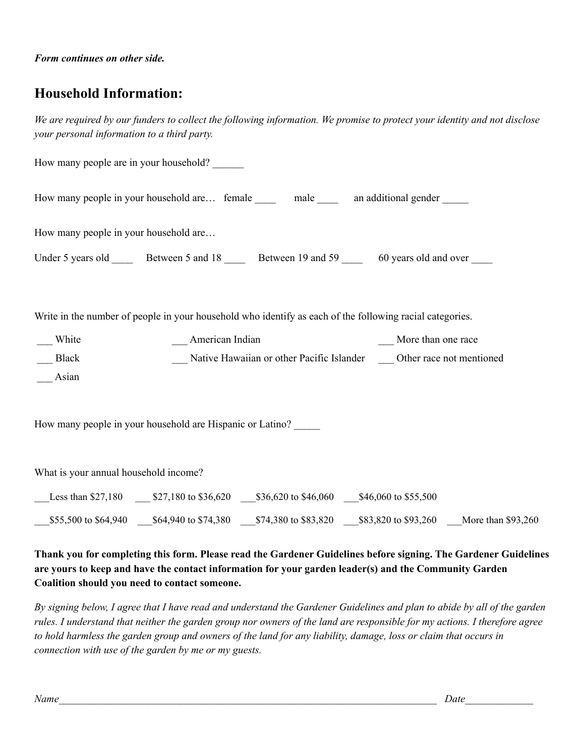***Form continues on other side.***

## Household Information:

*We are required by our funders to collect the following information. We promise to protect your identity and not disclose your personal information to a third party.*

How many people are in your household? ______

How many people in your household are… female ____ male ____ an additional gender _____

How many people in your household are…

Under 5 years old ____ Between 5 and 18 ____ Between 19 and 59 ____ 60 years old and over ____

Write in the number of people in your household who identify as each of the following racial categories.

___ White
___ Black
___ Asian
___ American Indian
___ Native Hawaiian or other Pacific Islander
___ More than one race
___ Other race not mentioned

How many people in your household are Hispanic or Latino? _____

What is your annual household income?

___Less than $27,180 ___ $27,180 to $36,620 ___$36,620 to $46,060 ___$46,060 to $55,500

___$55,500 to $64,940 ___$64,940 to $74,380 ___$74,380 to $83,820 ___$83,820 to $93,260 ___More than $93,260

**Thank you for completing this form. Please read the Gardener Guidelines before signing. The Gardener Guidelines are yours to keep and have the contact information for your garden leader(s) and the Community Garden Coalition should you need to contact someone.**

*By signing below, I agree that I have read and understand the Gardener Guidelines and plan to abide by all of the garden rules. I understand that neither the garden group nor owners of the land are responsible for my actions. I therefore agree to hold harmless the garden group and owners of the land for any liability, damage, loss or claim that occurs in connection with use of the garden by me or my guests.*

*Name*_____________________________________________________________________________ *Date*_____________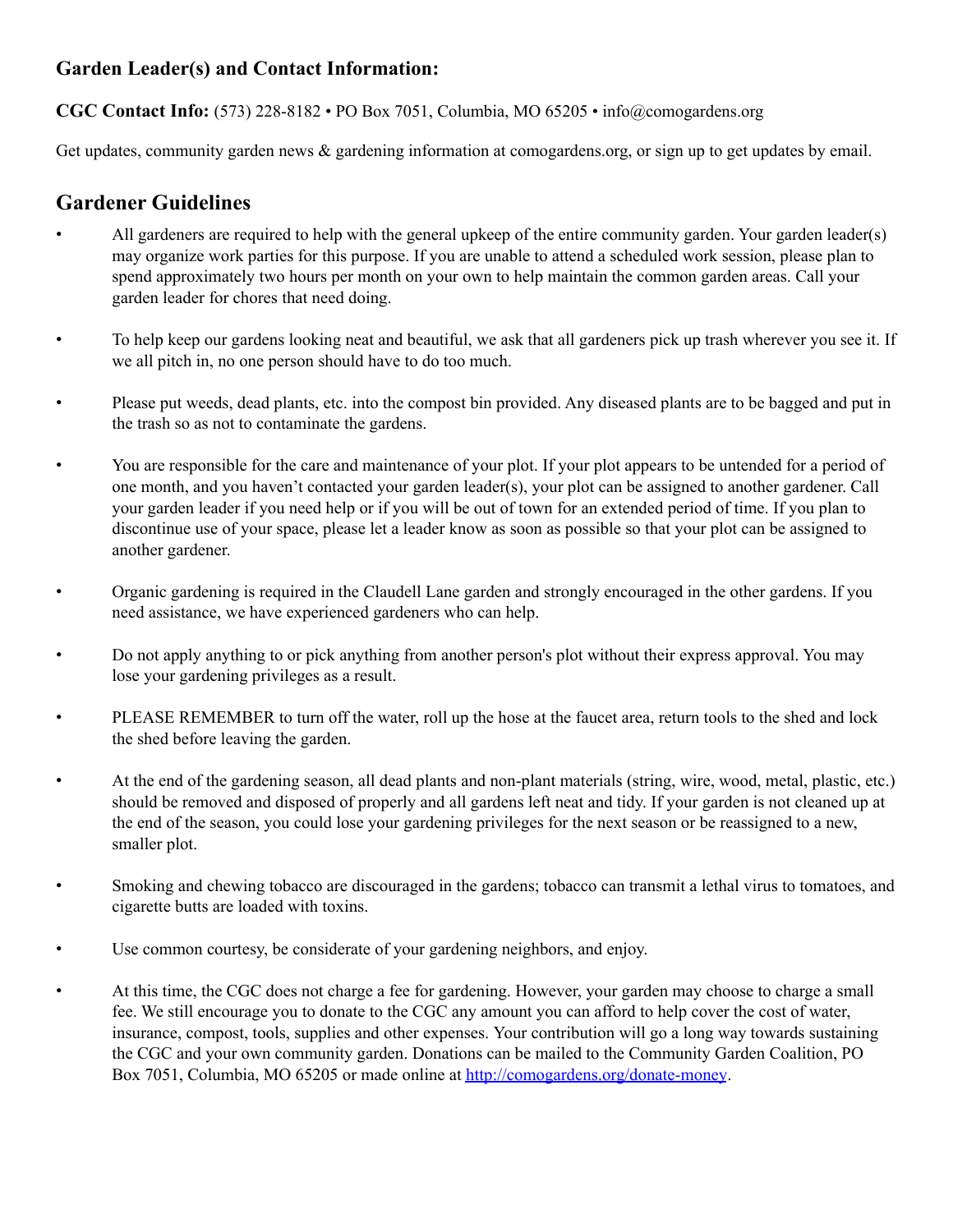## Garden Leader(s) and Contact Information:

**CGC Contact Info:** (573) 228-8182 • PO Box 7051, Columbia, MO 65205 • info@comogardens.org

Get updates, community garden news & gardening information at comogardens.org, or sign up to get updates by email.

## Gardener Guidelines

- All gardeners are required to help with the general upkeep of the entire community garden. Your garden leader(s) may organize work parties for this purpose. If you are unable to attend a scheduled work session, please plan to spend approximately two hours per month on your own to help maintain the common garden areas. Call your garden leader for chores that need doing.
- To help keep our gardens looking neat and beautiful, we ask that all gardeners pick up trash wherever you see it. If we all pitch in, no one person should have to do too much.
- Please put weeds, dead plants, etc. into the compost bin provided. Any diseased plants are to be bagged and put in the trash so as not to contaminate the gardens.
- You are responsible for the care and maintenance of your plot. If your plot appears to be untended for a period of one month, and you haven't contacted your garden leader(s), your plot can be assigned to another gardener. Call your garden leader if you need help or if you will be out of town for an extended period of time. If you plan to discontinue use of your space, please let a leader know as soon as possible so that your plot can be assigned to another gardener.
- Organic gardening is required in the Claudell Lane garden and strongly encouraged in the other gardens. If you need assistance, we have experienced gardeners who can help.
- Do not apply anything to or pick anything from another person's plot without their express approval. You may lose your gardening privileges as a result.
- PLEASE REMEMBER to turn off the water, roll up the hose at the faucet area, return tools to the shed and lock the shed before leaving the garden.
- At the end of the gardening season, all dead plants and non-plant materials (string, wire, wood, metal, plastic, etc.) should be removed and disposed of properly and all gardens left neat and tidy. If your garden is not cleaned up at the end of the season, you could lose your gardening privileges for the next season or be reassigned to a new, smaller plot.
- Smoking and chewing tobacco are discouraged in the gardens; tobacco can transmit a lethal virus to tomatoes, and cigarette butts are loaded with toxins.
- Use common courtesy, be considerate of your gardening neighbors, and enjoy.
- At this time, the CGC does not charge a fee for gardening. However, your garden may choose to charge a small fee. We still encourage you to donate to the CGC any amount you can afford to help cover the cost of water, insurance, compost, tools, supplies and other expenses. Your contribution will go a long way towards sustaining the CGC and your own community garden. Donations can be mailed to the Community Garden Coalition, PO Box 7051, Columbia, MO 65205 or made online at [http://comogardens.org/donate-money](http://comogardens.org/donate-money).